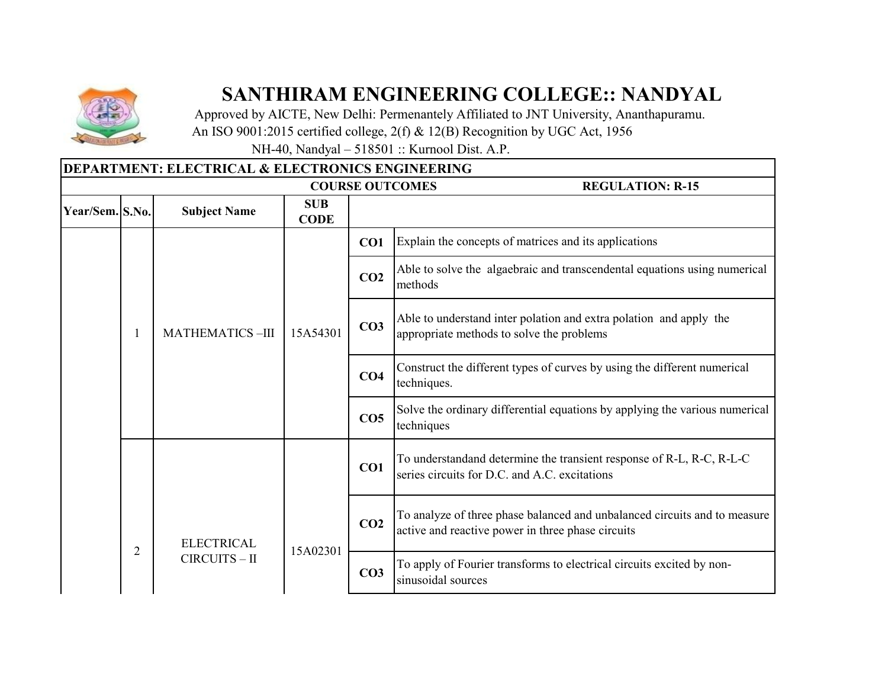# SANTHIRAM ENGINEERING COLLEGE:: NANDYAL

Approved by AICTE, New Delhi: Permenantely Affiliated to JNT University, Ananthapuramu.
An ISO 9001:2015 certified college, 2(f) & 12(B) Recognition by UGC Act, 1956
NH-40, Nandyal – 518501 :: Kurnool Dist. A.P.

**DEPARTMENT: ELECTRICAL & ELECTRONICS ENGINEERING**

**COURSE OUTCOMES** **REGULATION: R-15**

| Year/Sem. | S.No. | Subject Name | SUB CODE | | |
|---|---|---|---|---|---|
| | 1 | MATHEMATICS –III | 15A54301 | **CO1** | Explain the concepts of matrices and its applications |
| | | | | **CO2** | Able to solve the algaebraic and transcendental equations using numerical methods |
| | | | | **CO3** | Able to understand inter polation and extra polation and apply the appropriate methods to solve the problems |
| | | | | **CO4** | Construct the different types of curves by using the different numerical techniques. |
| | | | | **CO5** | Solve the ordinary differential equations by applying the various numerical techniques |
| | 2 | ELECTRICAL CIRCUITS – II | 15A02301 | **CO1** | To understandand determine the transient response of R-L, R-C, R-L-C series circuits for D.C. and A.C. excitations |
| | | | | **CO2** | To analyze of three phase balanced and unbalanced circuits and to measure active and reactive power in three phase circuits |
| | | | | **CO3** | To apply of Fourier transforms to electrical circuits excited by non-sinusoidal sources |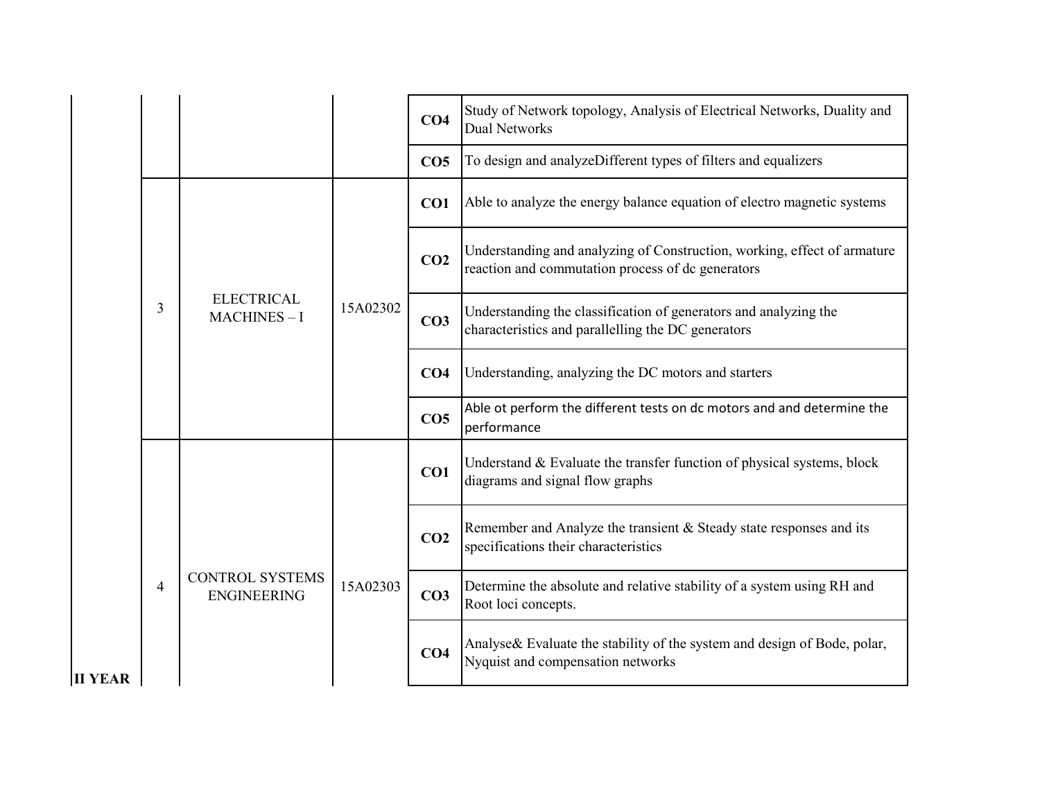| | | | | | |
|---|---|---|---|---|---|
| | | | | CO4 | Study of Network topology, Analysis of Electrical Networks, Duality and Dual Networks |
| | | | | CO5 | To design and analyzeDifferent types of filters and equalizers |
| | 3 | ELECTRICAL MACHINES – I | 15A02302 | CO1 | Able to analyze the energy balance equation of electro magnetic systems |
| | | | | CO2 | Understanding and analyzing of Construction, working, effect of armature reaction and commutation process of dc generators |
| | | | | CO3 | Understanding the classification of generators and analyzing the characteristics and parallelling the DC generators |
| | | | | CO4 | Understanding, analyzing the DC motors and starters |
| | | | | CO5 | Able ot perform the different tests on dc motors and and determine the performance |
| | 4 | CONTROL SYSTEMS ENGINEERING | 15A02303 | CO1 | Understand & Evaluate the transfer function of physical systems, block diagrams and signal flow graphs |
| | | | | CO2 | Remember and Analyze the transient & Steady state responses and its specifications their characteristics |
| | | | | CO3 | Determine the absolute and relative stability of a system using RH and Root loci concepts. |
| II YEAR | | | | CO4 | Analyse& Evaluate the stability of the system and design of Bode, polar, Nyquist and compensation networks |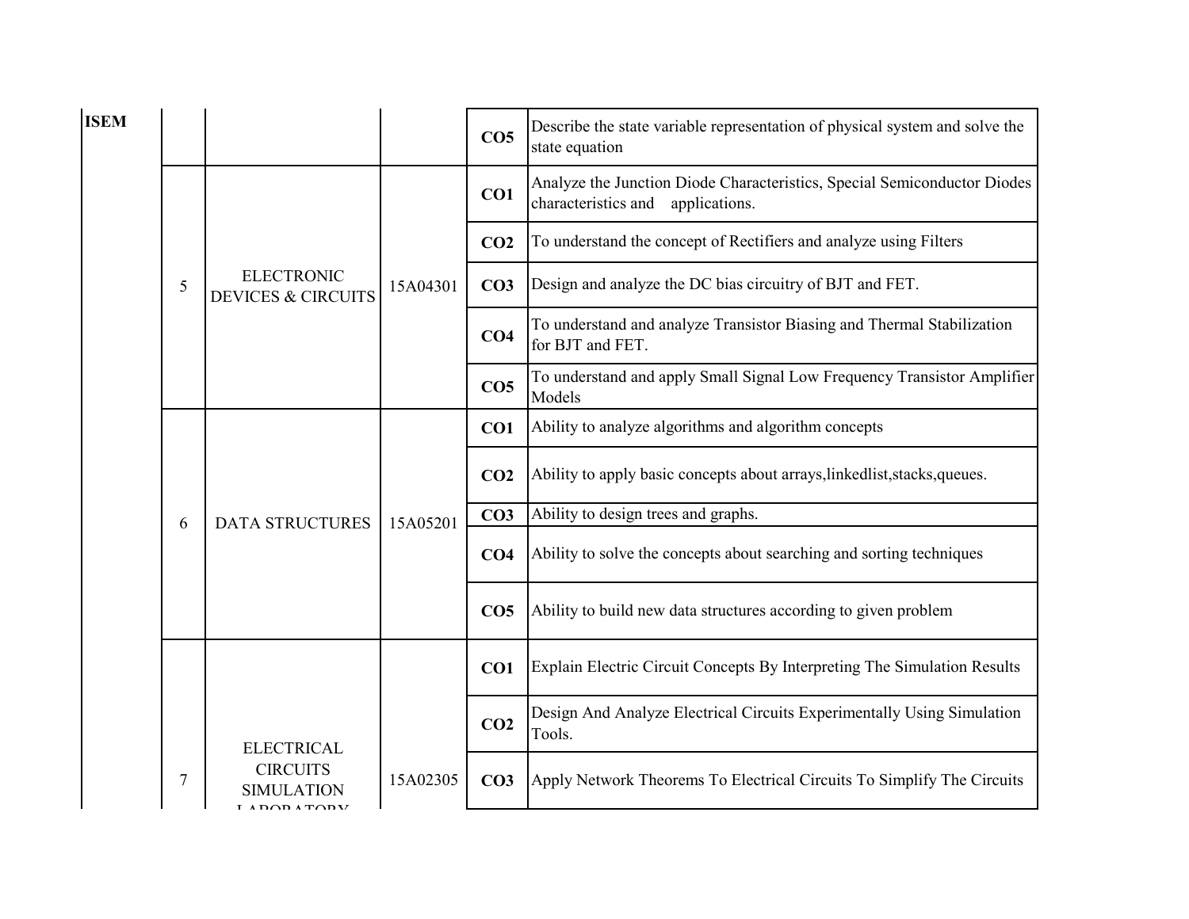| ISEM | | | | | |
|---|---|---|---|---|---|
| | | | | **CO5** | Describe the state variable representation of physical system and solve the state equation |
| | 5 | ELECTRONIC DEVICES & CIRCUITS | 15A04301 | **CO1** | Analyze the Junction Diode Characteristics, Special Semiconductor Diodes characteristics and applications. |
| | | | | **CO2** | To understand the concept of Rectifiers and analyze using Filters |
| | | | | **CO3** | Design and analyze the DC bias circuitry of BJT and FET. |
| | | | | **CO4** | To understand and analyze Transistor Biasing and Thermal Stabilization for BJT and FET. |
| | | | | **CO5** | To understand and apply Small Signal Low Frequency Transistor Amplifier Models |
| | 6 | DATA STRUCTURES | 15A05201 | **CO1** | Ability to analyze algorithms and algorithm concepts |
| | | | | **CO2** | Ability to apply basic concepts about arrays,linkedlist,stacks,queues. |
| | | | | **CO3** | Ability to design trees and graphs. |
| | | | | **CO4** | Ability to solve the concepts about searching and sorting techniques |
| | | | | **CO5** | Ability to build new data structures according to given problem |
| | 7 | ELECTRICAL CIRCUITS SIMULATION LABORATORY | 15A02305 | **CO1** | Explain Electric Circuit Concepts By Interpreting The Simulation Results |
| | | | | **CO2** | Design And Analyze Electrical Circuits Experimentally Using Simulation Tools. |
| | | | | **CO3** | Apply Network Theorems To Electrical Circuits To Simplify The Circuits |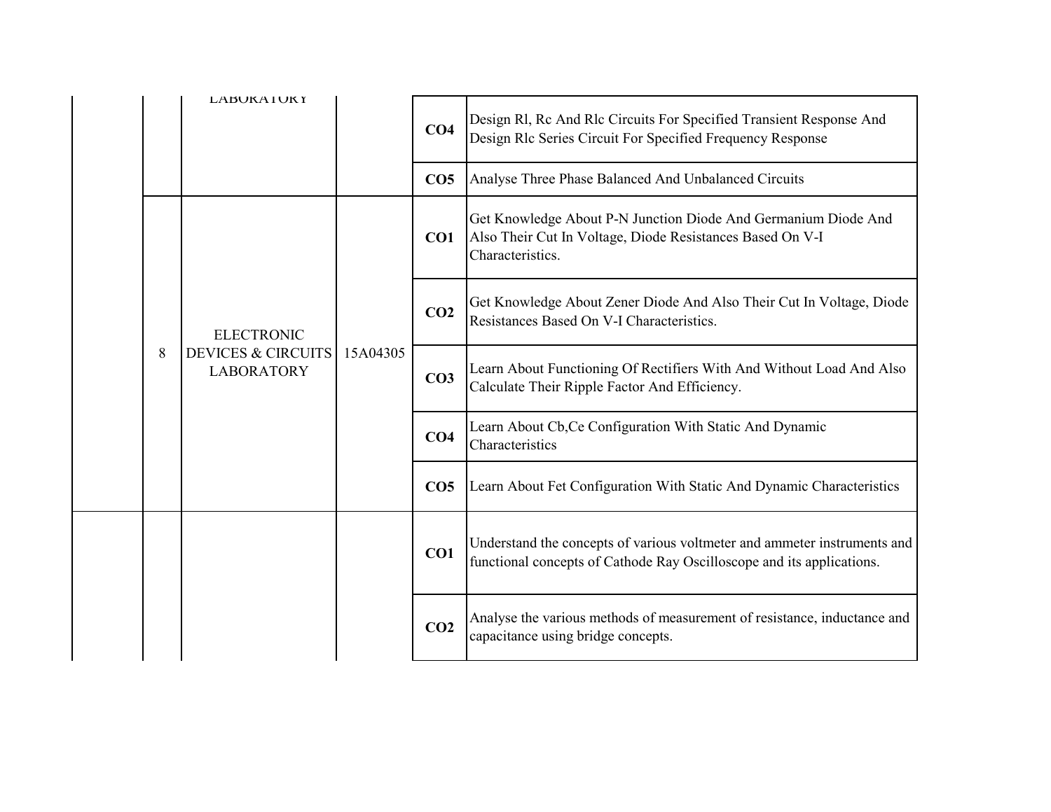|  |  | LABORATORY |  |  |  |
|---|---|---|---|---|---|
|  |  |  |  | **CO4** | Design Rl, Rc And Rlc Circuits For Specified Transient Response And Design Rlc Series Circuit For Specified Frequency Response |
|  |  |  |  | **CO5** | Analyse Three Phase Balanced And Unbalanced Circuits |
|  | 8 | ELECTRONIC DEVICES & CIRCUITS LABORATORY | 15A04305 | **CO1** | Get Knowledge About P-N Junction Diode And Germanium Diode And Also Their Cut In Voltage, Diode Resistances Based On V-I Characteristics. |
|  |  |  |  | **CO2** | Get Knowledge About Zener Diode And Also Their Cut In Voltage, Diode Resistances Based On V-I Characteristics. |
|  |  |  |  | **CO3** | Learn About Functioning Of Rectifiers With And Without Load And Also Calculate Their Ripple Factor And Efficiency. |
|  |  |  |  | **CO4** | Learn About Cb,Ce Configuration With Static And Dynamic Characteristics |
|  |  |  |  | **CO5** | Learn About Fet Configuration With Static And Dynamic Characteristics |
|  |  |  |  | **CO1** | Understand the concepts of various voltmeter and ammeter instruments and functional concepts of Cathode Ray Oscilloscope and its applications. |
|  |  |  |  | **CO2** | Analyse the various methods of measurement of resistance, inductance and capacitance using bridge concepts. |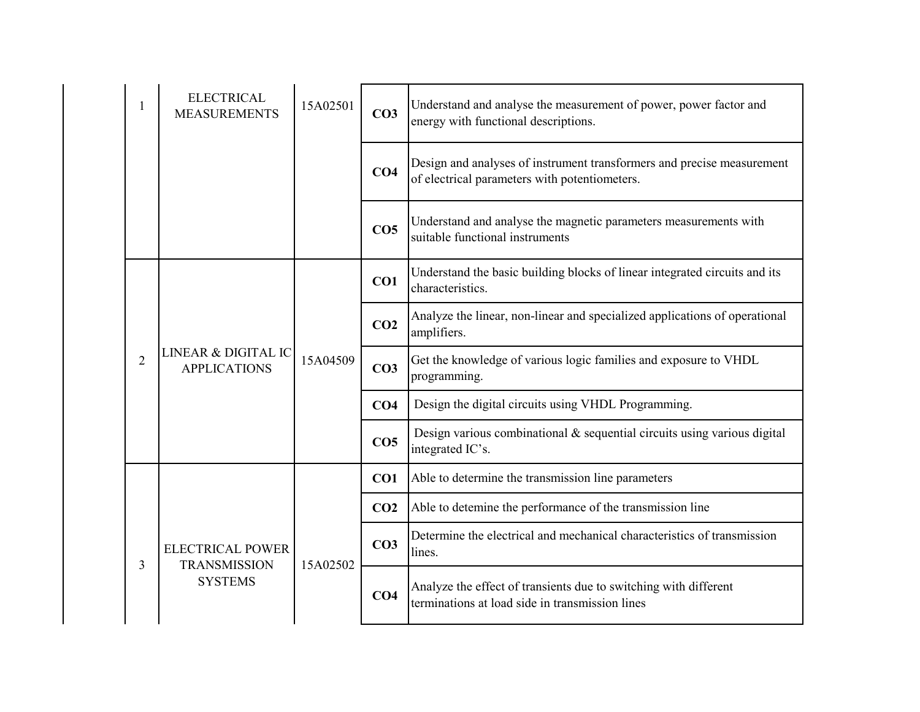| | | | | |
|---|---|---|---|---|
| 1 | ELECTRICAL MEASUREMENTS | 15A02501 | **CO3** | Understand and analyse the measurement of power, power factor and energy with functional descriptions. |
| | | | **CO4** | Design and analyses of instrument transformers and precise measurement of electrical parameters with potentiometers. |
| | | | **CO5** | Understand and analyse the magnetic parameters measurements with suitable functional instruments |
| 2 | LINEAR & DIGITAL IC APPLICATIONS | 15A04509 | **CO1** | Understand the basic building blocks of linear integrated circuits and its characteristics. |
| | | | **CO2** | Analyze the linear, non-linear and specialized applications of operational amplifiers. |
| | | | **CO3** | Get the knowledge of various logic families and exposure to VHDL programming. |
| | | | **CO4** | Design the digital circuits using VHDL Programming. |
| | | | **CO5** | Design various combinational & sequential circuits using various digital integrated IC's. |
| 3 | ELECTRICAL POWER TRANSMISSION SYSTEMS | 15A02502 | **CO1** | Able to determine the transmission line parameters |
| | | | **CO2** | Able to detemine the performance of the transmission line |
| | | | **CO3** | Determine the electrical and mechanical characteristics of transmission lines. |
| | | | **CO4** | Analyze the effect of transients due to switching with different terminations at load side in transmission lines |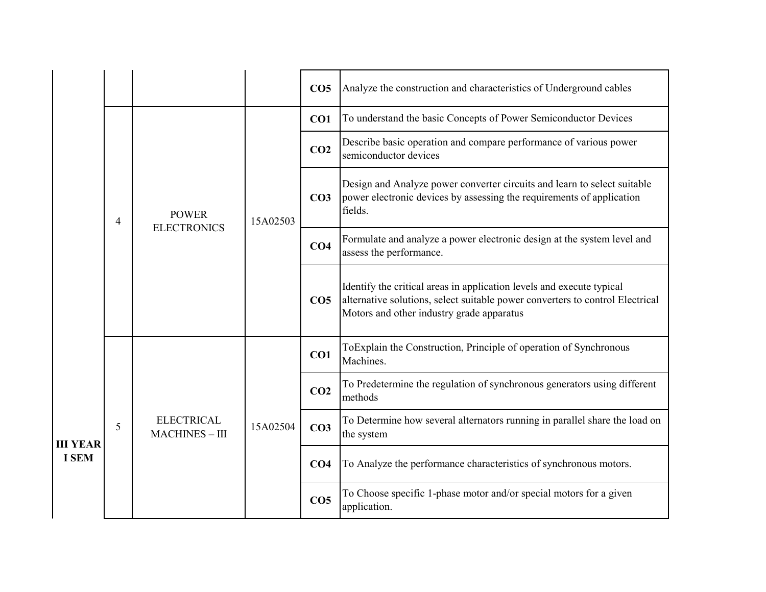| | | | | | |
|---|---|---|---|---|---|
| | | | | **CO5** | Analyze the construction and characteristics of Underground cables |
| | 4 | POWER ELECTRONICS | 15A02503 | **CO1** | To understand the basic Concepts of Power Semiconductor Devices |
| | | | | **CO2** | Describe basic operation and compare performance of various power semiconductor devices |
| | | | | **CO3** | Design and Analyze power converter circuits and learn to select suitable power electronic devices by assessing the requirements of application fields. |
| | | | | **CO4** | Formulate and analyze a power electronic design at the system level and assess the performance. |
| | | | | **CO5** | Identify the critical areas in application levels and execute typical alternative solutions, select suitable power converters to control Electrical Motors and other industry grade apparatus |
| **III YEAR I SEM** | 5 | ELECTRICAL MACHINES – III | 15A02504 | **CO1** | ToExplain the Construction, Principle of operation of Synchronous Machines. |
| | | | | **CO2** | To Predetermine the regulation of synchronous generators using different methods |
| | | | | **CO3** | To Determine how several alternators running in parallel share the load on the system |
| | | | | **CO4** | To Analyze the performance characteristics of synchronous motors. |
| | | | | **CO5** | To Choose specific 1-phase motor and/or special motors for a given application. |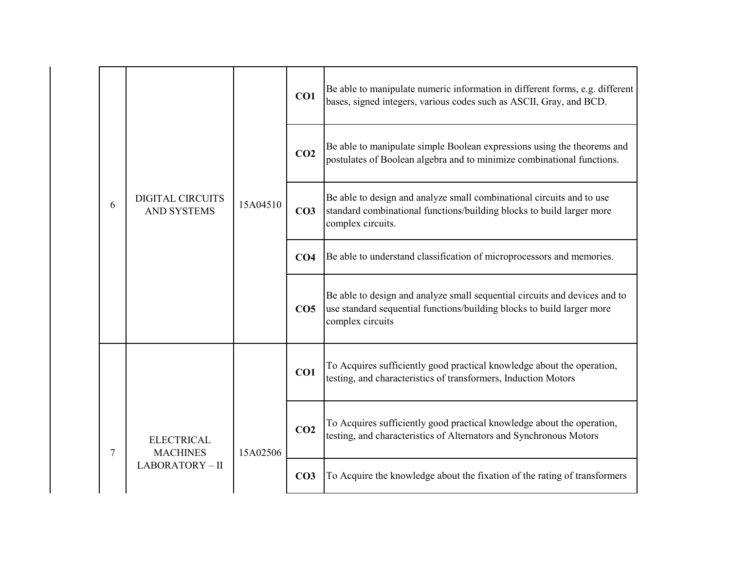| | | | | |
|---|---|---|---|---|
| 6 | DIGITAL CIRCUITS AND SYSTEMS | 15A04510 | **CO1** | Be able to manipulate numeric information in different forms, e.g. different bases, signed integers, various codes such as ASCII, Gray, and BCD. |
| | | | **CO2** | Be able to manipulate simple Boolean expressions using the theorems and postulates of Boolean algebra and to minimize combinational functions. |
| | | | **CO3** | Be able to design and analyze small combinational circuits and to use standard combinational functions/building blocks to build larger more complex circuits. |
| | | | **CO4** | Be able to understand classification of microprocessors and memories. |
| | | | **CO5** | Be able to design and analyze small sequential circuits and devices and to use standard sequential functions/building blocks to build larger more complex circuits |
| 7 | ELECTRICAL MACHINES LABORATORY – II | 15A02506 | **CO1** | To Acquires sufficiently good practical knowledge about the operation, testing, and characteristics of transformers, Induction Motors |
| | | | **CO2** | To Acquires sufficiently good practical knowledge about the operation, testing, and characteristics of Alternators and Synchronous Motors |
| | | | **CO3** | To Acquire the knowledge about the fixation of the rating of transformers |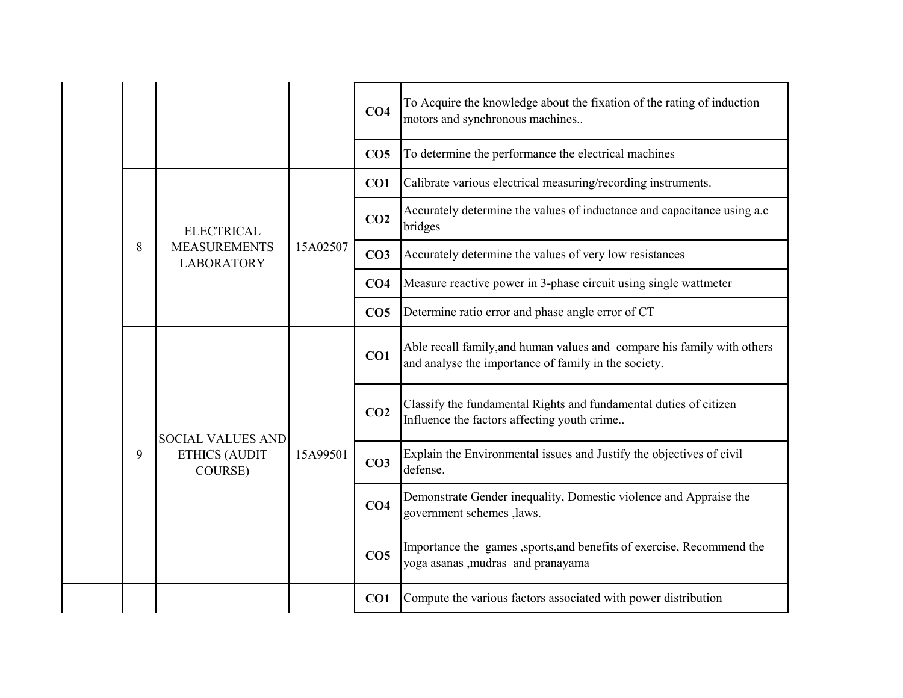| | | | | | |
|---|---|---|---|---|---|
| | | | | **CO4** | To Acquire the knowledge about the fixation of the rating of induction motors and synchronous machines.. |
| | | | | **CO5** | To determine the performance the electrical machines |
| | 8 | ELECTRICAL MEASUREMENTS LABORATORY | 15A02507 | **CO1** | Calibrate various electrical measuring/recording instruments. |
| | | | | **CO2** | Accurately determine the values of inductance and capacitance using a.c bridges |
| | | | | **CO3** | Accurately determine the values of very low resistances |
| | | | | **CO4** | Measure reactive power in 3-phase circuit using single wattmeter |
| | | | | **CO5** | Determine ratio error and phase angle error of CT |
| | 9 | SOCIAL VALUES AND ETHICS (AUDIT COURSE) | 15A99501 | **CO1** | Able recall family,and human values and compare his family with others and analyse the importance of family in the society. |
| | | | | **CO2** | Classify the fundamental Rights and fundamental duties of citizen Influence the factors affecting youth crime.. |
| | | | | **CO3** | Explain the Environmental issues and Justify the objectives of civil defense. |
| | | | | **CO4** | Demonstrate Gender inequality, Domestic violence and Appraise the government schemes ,laws. |
| | | | | **CO5** | Importance the games ,sports,and benefits of exercise, Recommend the yoga asanas ,mudras and pranayama |
| | | | | **CO1** | Compute the various factors associated with power distribution |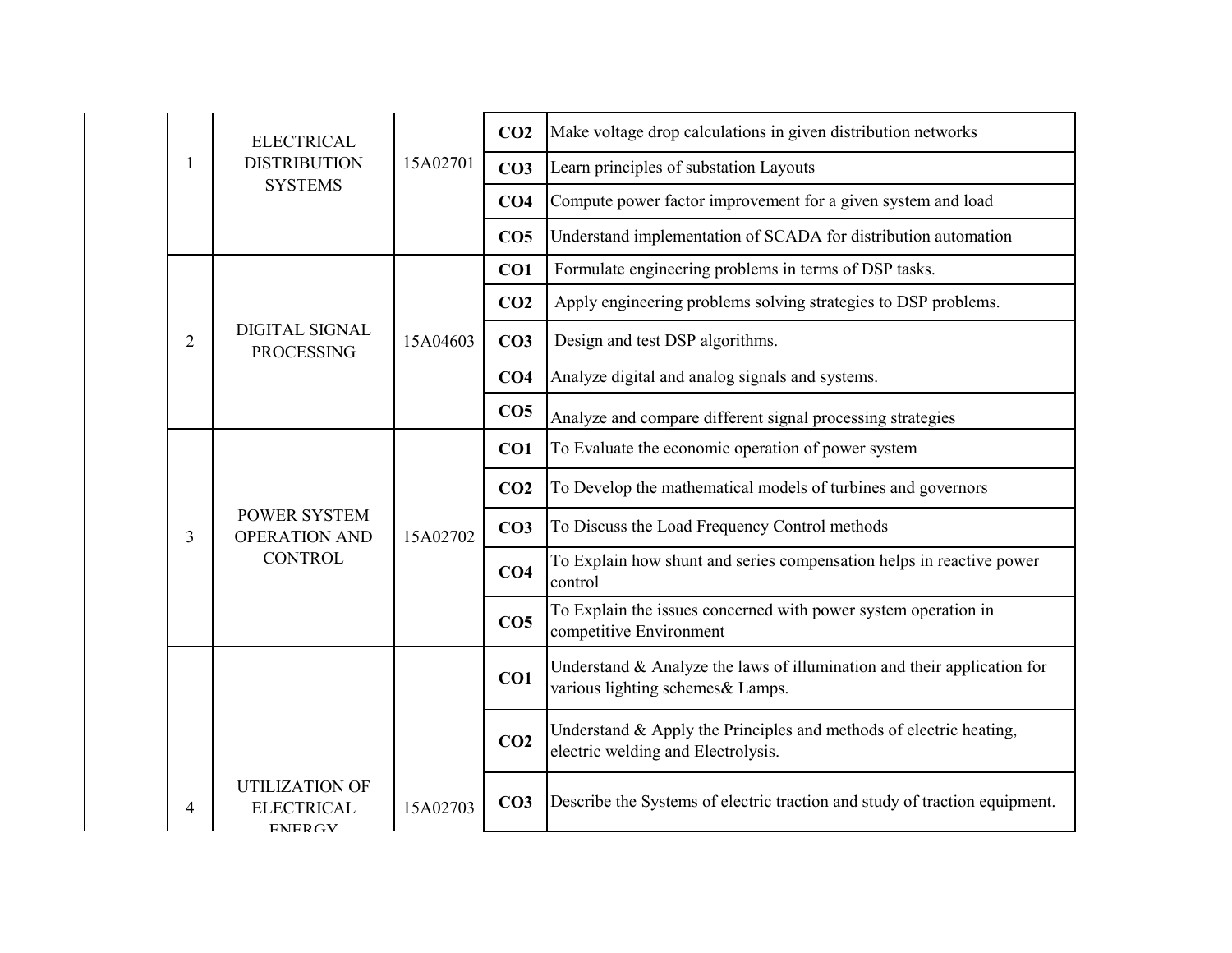| | | | | |
|---|---|---|---|---|
| 1 | ELECTRICAL DISTRIBUTION SYSTEMS | 15A02701 | **CO2** | Make voltage drop calculations in given distribution networks |
| | | | **CO3** | Learn principles of substation Layouts |
| | | | **CO4** | Compute power factor improvement for a given system and load |
| | | | **CO5** | Understand implementation of SCADA for distribution automation |
| 2 | DIGITAL SIGNAL PROCESSING | 15A04603 | **CO1** | Formulate engineering problems in terms of DSP tasks. |
| | | | **CO2** | Apply engineering problems solving strategies to DSP problems. |
| | | | **CO3** | Design and test DSP algorithms. |
| | | | **CO4** | Analyze digital and analog signals and systems. |
| | | | **CO5** | Analyze and compare different signal processing strategies |
| 3 | POWER SYSTEM OPERATION AND CONTROL | 15A02702 | **CO1** | To Evaluate the economic operation of power system |
| | | | **CO2** | To Develop the mathematical models of turbines and governors |
| | | | **CO3** | To Discuss the Load Frequency Control methods |
| | | | **CO4** | To Explain how shunt and series compensation helps in reactive power control |
| | | | **CO5** | To Explain the issues concerned with power system operation in competitive Environment |
| 4 | UTILIZATION OF ELECTRICAL ENERGY | 15A02703 | **CO1** | Understand & Analyze the laws of illumination and their application for various lighting schemes& Lamps. |
| | | | **CO2** | Understand & Apply the Principles and methods of electric heating, electric welding and Electrolysis. |
| | | | **CO3** | Describe the Systems of electric traction and study of traction equipment. |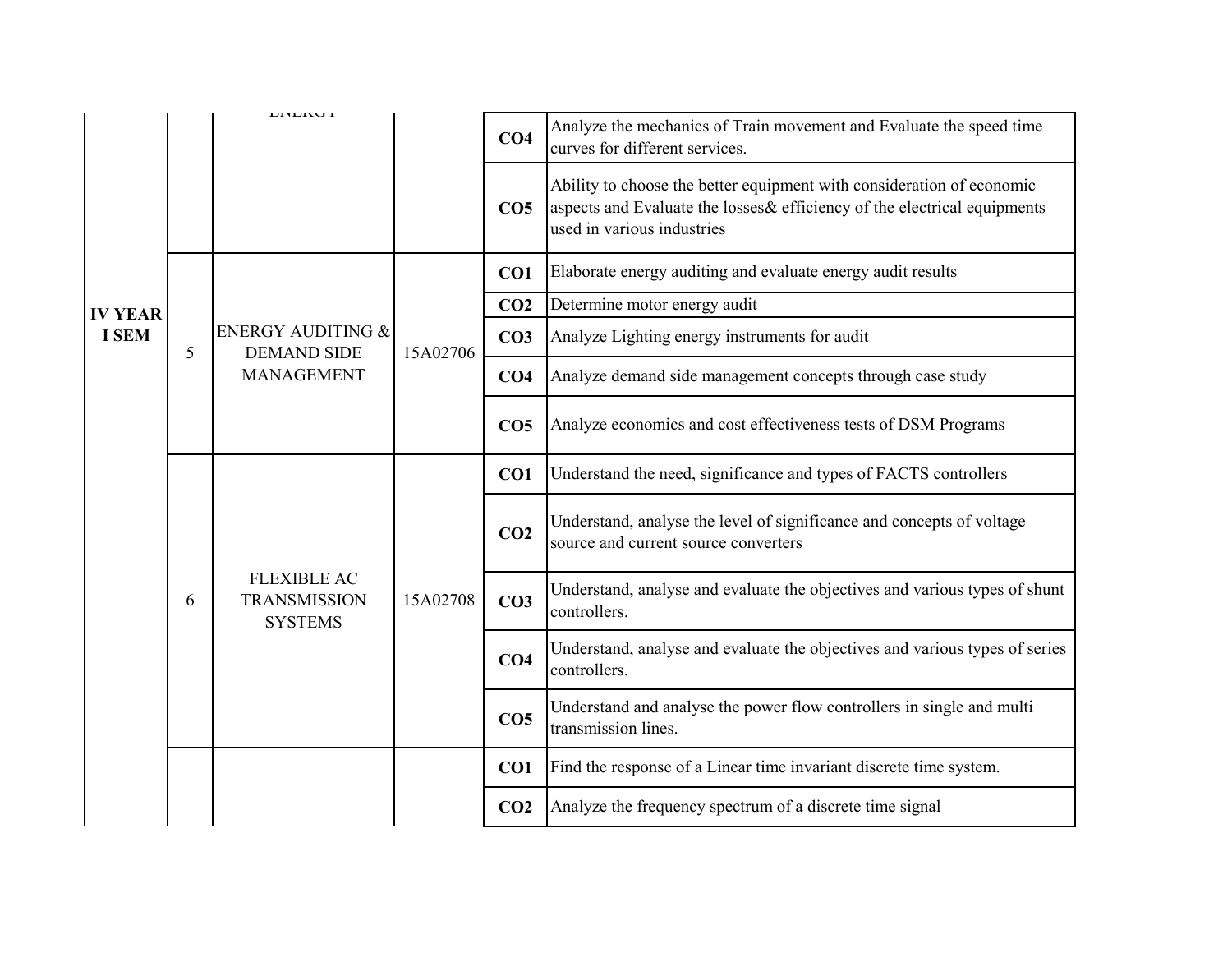| | | | | | |
|---|---|---|---|---|---|
| IV YEAR I SEM | | ENERGY | | CO4 | Analyze the mechanics of Train movement and Evaluate the speed time curves for different services. |
| | | | | CO5 | Ability to choose the better equipment with consideration of economic aspects and Evaluate the losses& efficiency of the electrical equipments used in various industries |
| | 5 | ENERGY AUDITING & DEMAND SIDE MANAGEMENT | 15A02706 | CO1 | Elaborate energy auditing and evaluate energy audit results |
| | | | | CO2 | Determine motor energy audit |
| | | | | CO3 | Analyze Lighting energy instruments for audit |
| | | | | CO4 | Analyze demand side management concepts through case study |
| | | | | CO5 | Analyze economics and cost effectiveness tests of DSM Programs |
| | 6 | FLEXIBLE AC TRANSMISSION SYSTEMS | 15A02708 | CO1 | Understand the need, significance and types of FACTS controllers |
| | | | | CO2 | Understand, analyse the level of significance and concepts of voltage source and current source converters |
| | | | | CO3 | Understand, analyse and evaluate the objectives and various types of shunt controllers. |
| | | | | CO4 | Understand, analyse and evaluate the objectives and various types of series controllers. |
| | | | | CO5 | Understand and analyse the power flow controllers in single and multi transmission lines. |
| | | | | CO1 | Find the response of a Linear time invariant discrete time system. |
| | | | | CO2 | Analyze the frequency spectrum of a discrete time signal |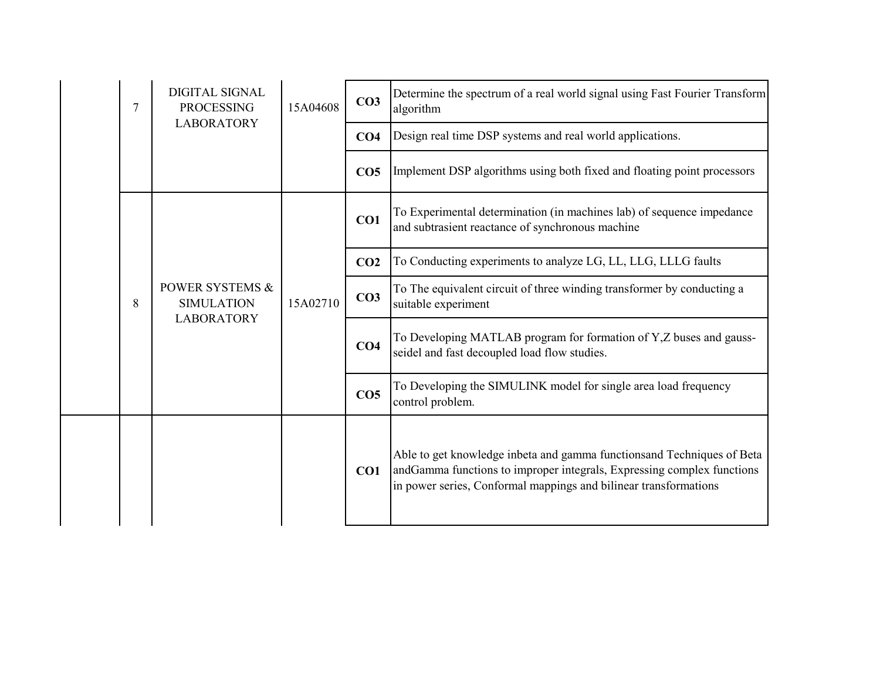| | | | | | |
|---|---|---|---|---|---|
| | 7 | DIGITAL SIGNAL PROCESSING LABORATORY | 15A04608 | **CO3** | Determine the spectrum of a real world signal using Fast Fourier Transform algorithm |
| | | | | **CO4** | Design real time DSP systems and real world applications. |
| | | | | **CO5** | Implement DSP algorithms using both fixed and floating point processors |
| | 8 | POWER SYSTEMS & SIMULATION LABORATORY | 15A02710 | **CO1** | To Experimental determination (in machines lab) of sequence impedance and subtrasient reactance of synchronous machine |
| | | | | **CO2** | To Conducting experiments to analyze LG, LL, LLG, LLLG faults |
| | | | | **CO3** | To The equivalent circuit of three winding transformer by conducting a suitable experiment |
| | | | | **CO4** | To Developing MATLAB program for formation of Y,Z buses and gauss-seidel and fast decoupled load flow studies. |
| | | | | **CO5** | To Developing the SIMULINK model for single area load frequency control problem. |
| | | | | **CO1** | Able to get knowledge inbeta and gamma functionsand Techniques of Beta andGamma functions to improper integrals, Expressing complex functions in power series, Conformal mappings and bilinear transformations |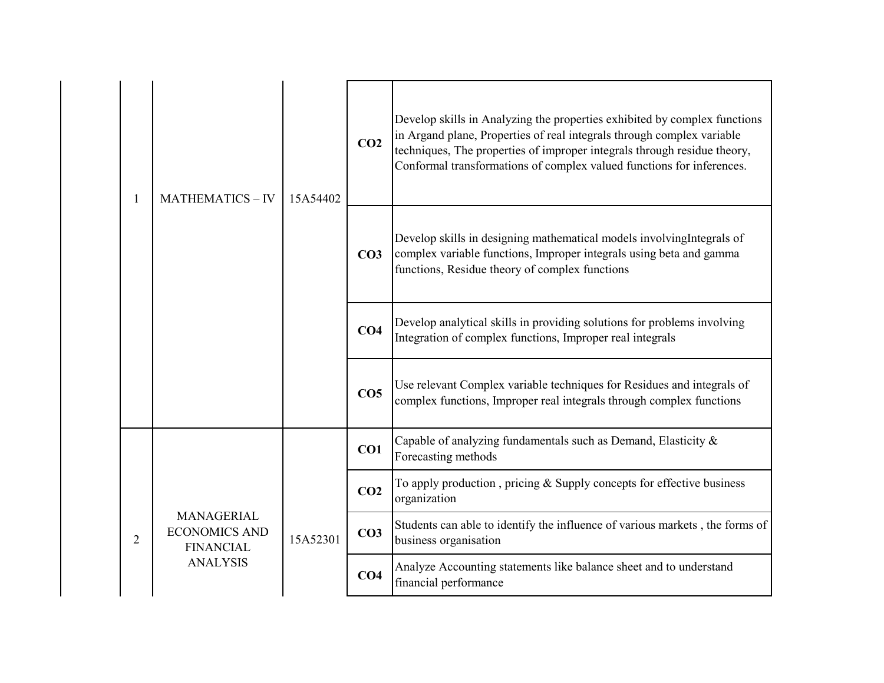| | | | | |
|---|---|---|---|---|
| 1 | MATHEMATICS – IV | 15A54402 | **CO2** | Develop skills in Analyzing the properties exhibited by complex functions in Argand plane, Properties of real integrals through complex variable techniques, The properties of improper integrals through residue theory, Conformal transformations of complex valued functions for inferences. |
| | | | **CO3** | Develop skills in designing mathematical models involvingIntegrals of complex variable functions, Improper integrals using beta and gamma functions, Residue theory of complex functions |
| | | | **CO4** | Develop analytical skills in providing solutions for problems involving Integration of complex functions, Improper real integrals |
| | | | **CO5** | Use relevant Complex variable techniques for Residues and integrals of complex functions, Improper real integrals through complex functions |
| 2 | MANAGERIAL ECONOMICS AND FINANCIAL ANALYSIS | 15A52301 | **CO1** | Capable of analyzing fundamentals such as Demand, Elasticity & Forecasting methods |
| | | | **CO2** | To apply production , pricing & Supply concepts for effective business organization |
| | | | **CO3** | Students can able to identify the influence of various markets , the forms of business organisation |
| | | | **CO4** | Analyze Accounting statements like balance sheet and to understand financial performance |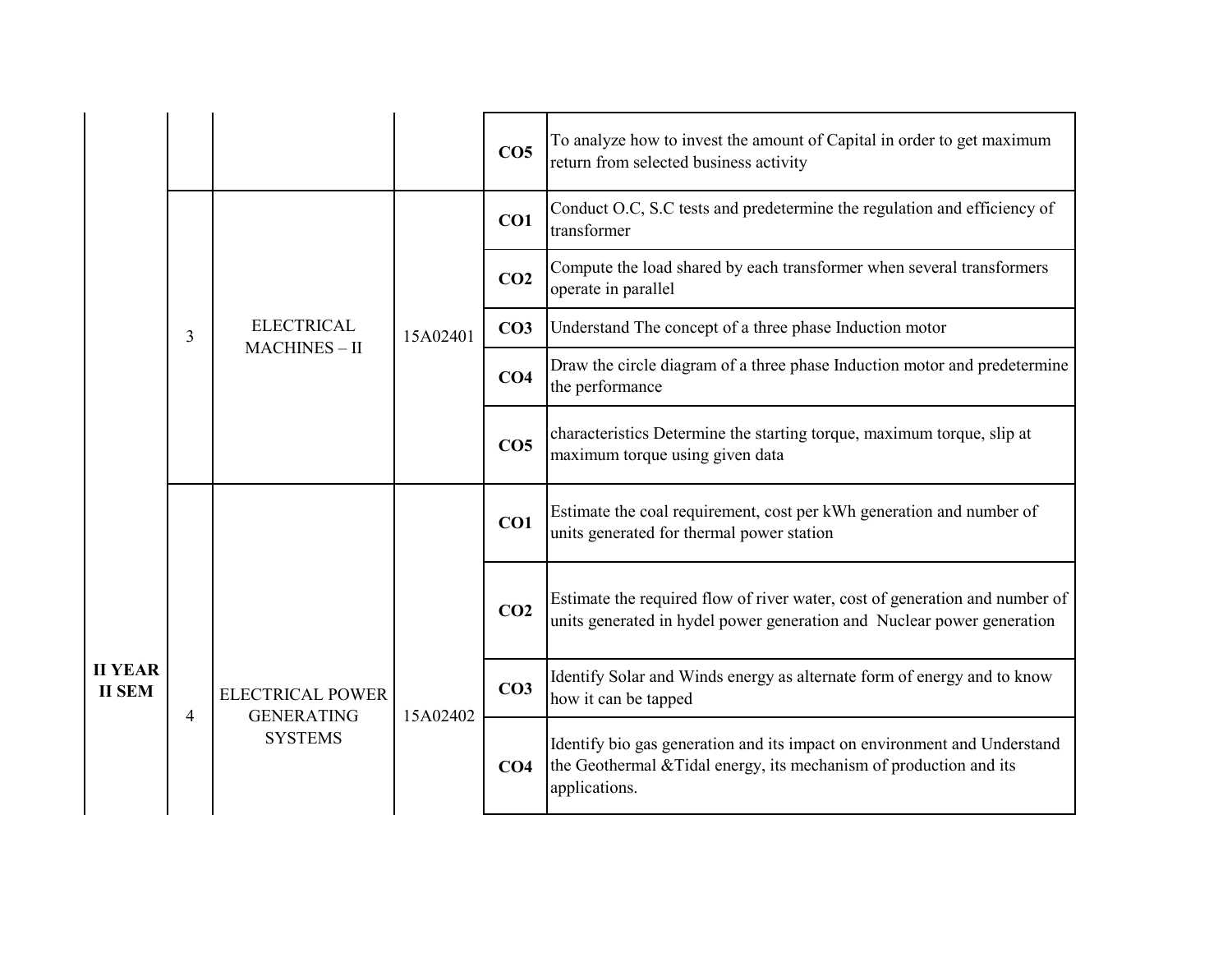| | | | | | |
|---|---|---|---|---|---|
| | | | | **CO5** | To analyze how to invest the amount of Capital in order to get maximum return from selected business activity |
| | 3 | ELECTRICAL MACHINES – II | 15A02401 | **CO1** | Conduct O.C, S.C tests and predetermine the regulation and efficiency of transformer |
| | | | | **CO2** | Compute the load shared by each transformer when several transformers operate in parallel |
| | | | | **CO3** | Understand The concept of a three phase Induction motor |
| | | | | **CO4** | Draw the circle diagram of a three phase Induction motor and predetermine the performance |
| | | | | **CO5** | characteristics Determine the starting torque, maximum torque, slip at maximum torque using given data |
| **II YEAR II SEM** | 4 | ELECTRICAL POWER GENERATING SYSTEMS | 15A02402 | **CO1** | Estimate the coal requirement, cost per kWh generation and number of units generated for thermal power station |
| | | | | **CO2** | Estimate the required flow of river water, cost of generation and number of units generated in hydel power generation and Nuclear power generation |
| | | | | **CO3** | Identify Solar and Winds energy as alternate form of energy and to know how it can be tapped |
| | | | | **CO4** | Identify bio gas generation and its impact on environment and Understand the Geothermal &Tidal energy, its mechanism of production and its applications. |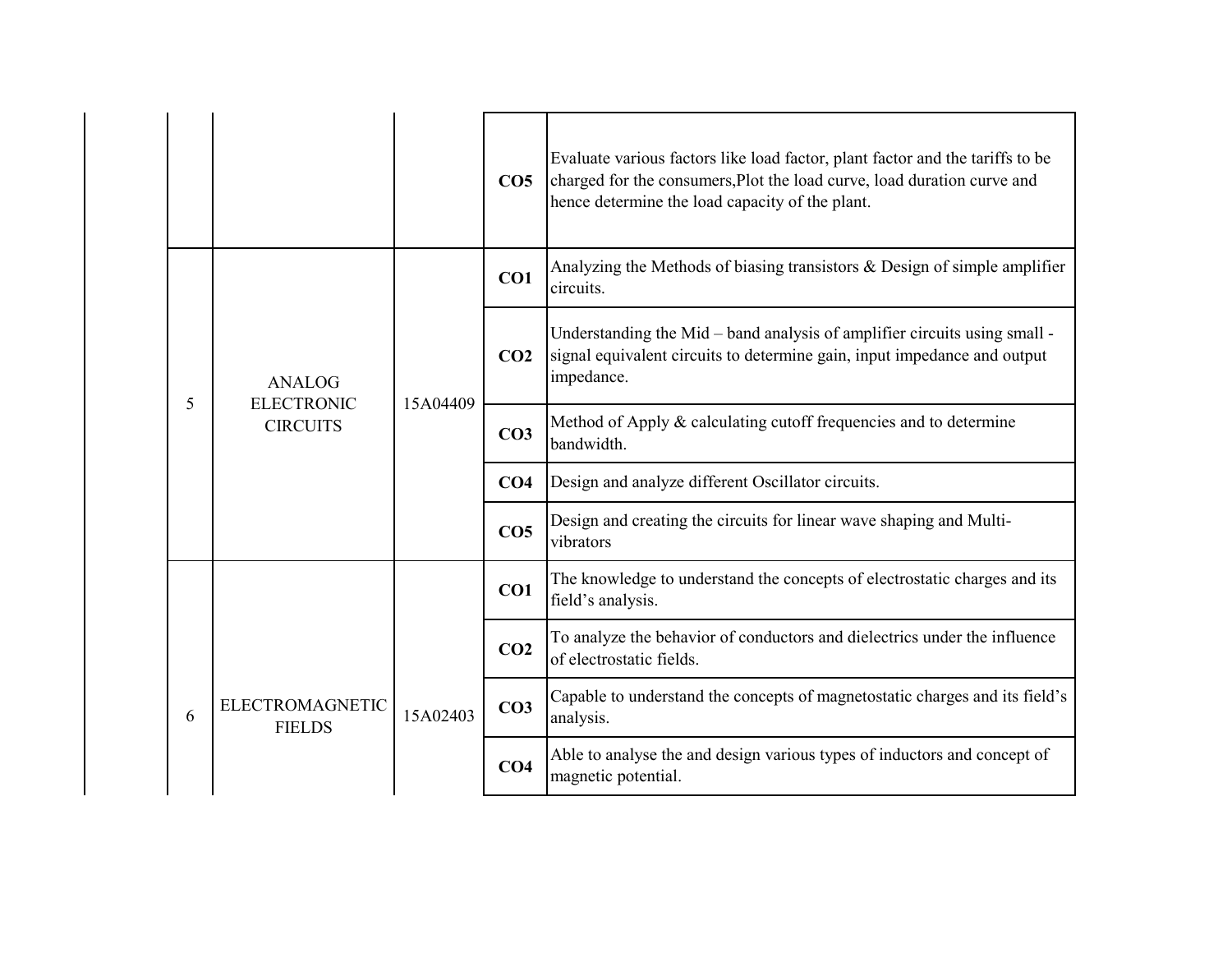| | | | | |
|---|---|---|---|---|
| | | | **CO5** | Evaluate various factors like load factor, plant factor and the tariffs to be charged for the consumers,Plot the load curve, load duration curve and hence determine the load capacity of the plant. |
| 5 | ANALOG ELECTRONIC CIRCUITS | 15A04409 | **CO1** | Analyzing the Methods of biasing transistors & Design of simple amplifier circuits. |
| | | | **CO2** | Understanding the Mid – band analysis of amplifier circuits using small - signal equivalent circuits to determine gain, input impedance and output impedance. |
| | | | **CO3** | Method of Apply & calculating cutoff frequencies and to determine bandwidth. |
| | | | **CO4** | Design and analyze different Oscillator circuits. |
| | | | **CO5** | Design and creating the circuits for linear wave shaping and Multi-vibrators |
| 6 | ELECTROMAGNETIC FIELDS | 15A02403 | **CO1** | The knowledge to understand the concepts of electrostatic charges and its field's analysis. |
| | | | **CO2** | To analyze the behavior of conductors and dielectrics under the influence of electrostatic fields. |
| | | | **CO3** | Capable to understand the concepts of magnetostatic charges and its field's analysis. |
| | | | **CO4** | Able to analyse the and design various types of inductors and concept of magnetic potential. |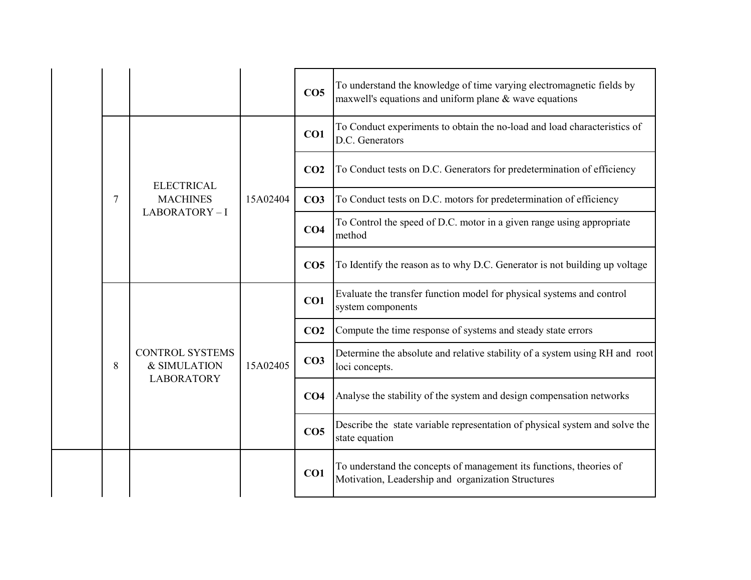| | | | | | |
|---|---|---|---|---|---|
| | | | | **CO5** | To understand the knowledge of time varying electromagnetic fields by maxwell's equations and uniform plane & wave equations |
| | 7 | ELECTRICAL MACHINES LABORATORY – I | 15A02404 | **CO1** | To Conduct experiments to obtain the no-load and load characteristics of D.C. Generators |
| | | | | **CO2** | To Conduct tests on D.C. Generators for predetermination of efficiency |
| | | | | **CO3** | To Conduct tests on D.C. motors for predetermination of efficiency |
| | | | | **CO4** | To Control the speed of D.C. motor in a given range using appropriate method |
| | | | | **CO5** | To Identify the reason as to why D.C. Generator is not building up voltage |
| | 8 | CONTROL SYSTEMS & SIMULATION LABORATORY | 15A02405 | **CO1** | Evaluate the transfer function model for physical systems and control system components |
| | | | | **CO2** | Compute the time response of systems and steady state errors |
| | | | | **CO3** | Determine the absolute and relative stability of a system using RH and root loci concepts. |
| | | | | **CO4** | Analyse the stability of the system and design compensation networks |
| | | | | **CO5** | Describe the state variable representation of physical system and solve the state equation |
| | | | | **CO1** | To understand the concepts of management its functions, theories of Motivation, Leadership and organization Structures |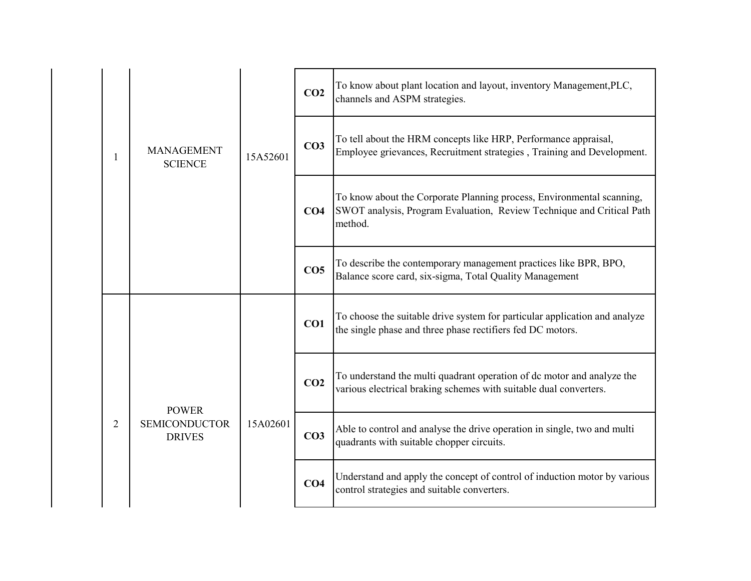| | S.No | Course Name | Course Code | CO | Course Outcome |
|---|---|---|---|---|---|
| | 1 | MANAGEMENT SCIENCE | 15A52601 | **CO2** | To know about plant location and layout, inventory Management,PLC, channels and ASPM strategies. |
| | | | | **CO3** | To tell about the HRM concepts like HRP, Performance appraisal, Employee grievances, Recruitment strategies , Training and Development. |
| | | | | **CO4** | To know about the Corporate Planning process, Environmental scanning, SWOT analysis, Program Evaluation, Review Technique and Critical Path method. |
| | | | | **CO5** | To describe the contemporary management practices like BPR, BPO, Balance score card, six-sigma, Total Quality Management |
| | 2 | POWER SEMICONDUCTOR DRIVES | 15A02601 | **CO1** | To choose the suitable drive system for particular application and analyze the single phase and three phase rectifiers fed DC motors. |
| | | | | **CO2** | To understand the multi quadrant operation of dc motor and analyze the various electrical braking schemes with suitable dual converters. |
| | | | | **CO3** | Able to control and analyse the drive operation in single, two and multi quadrants with suitable chopper circuits. |
| | | | | **CO4** | Understand and apply the concept of control of induction motor by various control strategies and suitable converters. |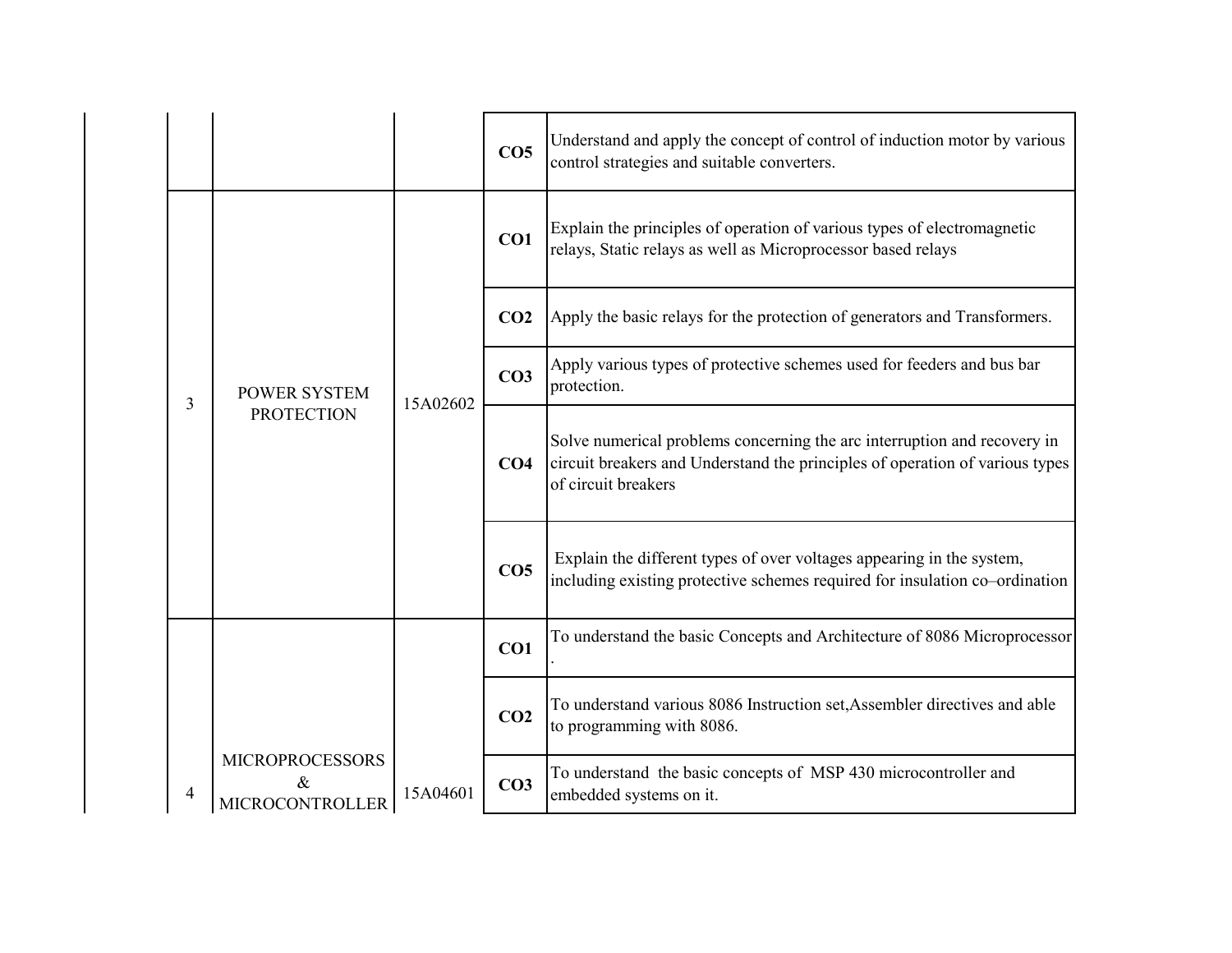| | | | | |
|---|---|---|---|---|
| | | | **CO5** | Understand and apply the concept of control of induction motor by various control strategies and suitable converters. |
| 3 | POWER SYSTEM PROTECTION | 15A02602 | **CO1** | Explain the principles of operation of various types of electromagnetic relays, Static relays as well as Microprocessor based relays |
| | | | **CO2** | Apply the basic relays for the protection of generators and Transformers. |
| | | | **CO3** | Apply various types of protective schemes used for feeders and bus bar protection. |
| | | | **CO4** | Solve numerical problems concerning the arc interruption and recovery in circuit breakers and Understand the principles of operation of various types of circuit breakers |
| | | | **CO5** | Explain the different types of over voltages appearing in the system, including existing protective schemes required for insulation co–ordination |
| 4 | MICROPROCESSORS & MICROCONTROLLER | 15A04601 | **CO1** | To understand the basic Concepts and Architecture of 8086 Microprocessor . |
| | | | **CO2** | To understand various 8086 Instruction set,Assembler directives and able to programming with 8086. |
| | | | **CO3** | To understand the basic concepts of MSP 430 microcontroller and embedded systems on it. |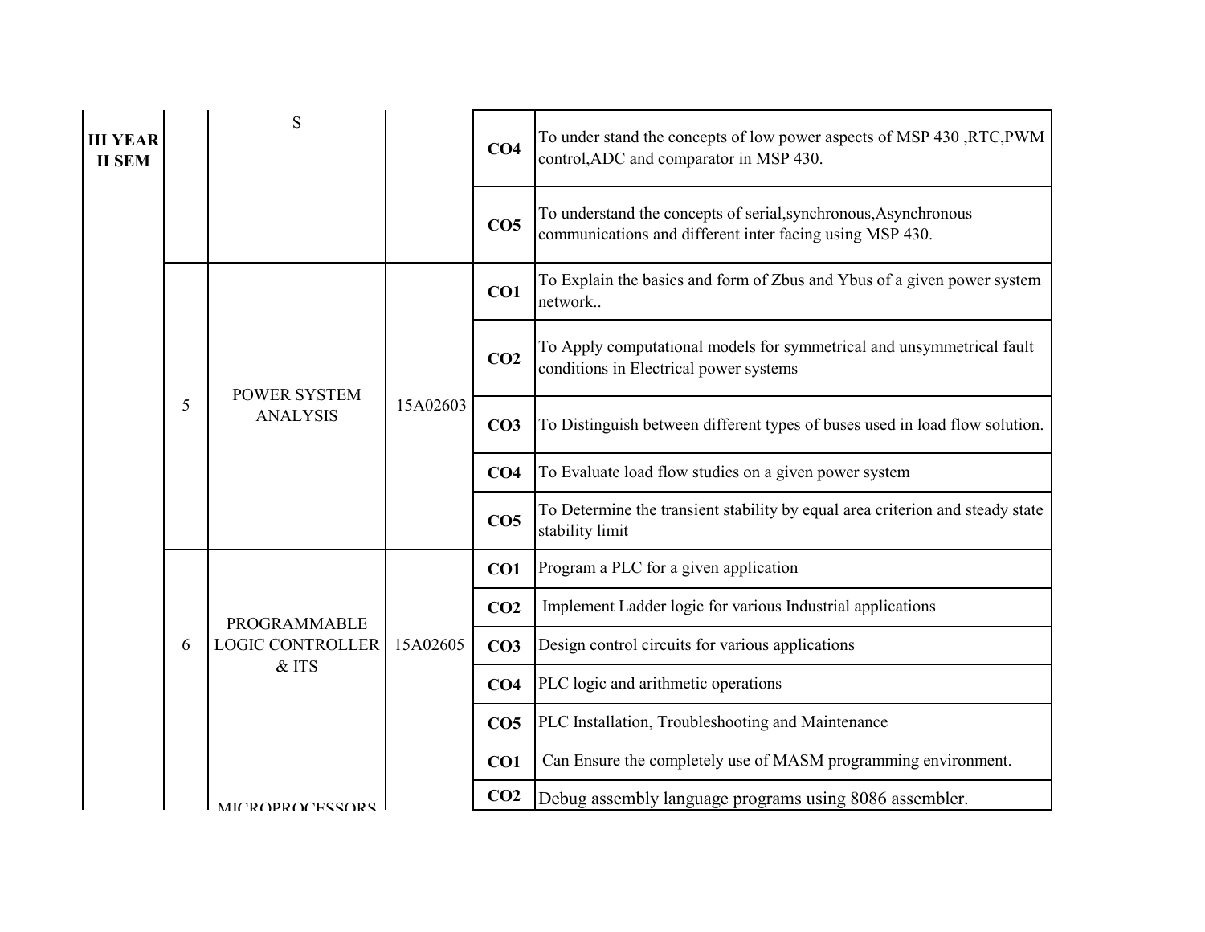| | | | | | |
|---|---|---|---|---|---|
| **III YEAR II SEM** | | S | | **CO4** | To under stand the concepts of low power aspects of MSP 430 ,RTC,PWM control,ADC and comparator in MSP 430. |
| | | | | **CO5** | To understand the concepts of serial,synchronous,Asynchronous communications and different inter facing using MSP 430. |
| | 5 | POWER SYSTEM ANALYSIS | 15A02603 | **CO1** | To Explain the basics and form of Zbus and Ybus of a given power system network.. |
| | | | | **CO2** | To Apply computational models for symmetrical and unsymmetrical fault conditions in Electrical power systems |
| | | | | **CO3** | To Distinguish between different types of buses used in load flow solution. |
| | | | | **CO4** | To Evaluate load flow studies on a given power system |
| | | | | **CO5** | To Determine the transient stability by equal area criterion and steady state stability limit |
| | 6 | PROGRAMMABLE LOGIC CONTROLLER & ITS | 15A02605 | **CO1** | Program a PLC for a given application |
| | | | | **CO2** | Implement Ladder logic for various Industrial applications |
| | | | | **CO3** | Design control circuits for various applications |
| | | | | **CO4** | PLC logic and arithmetic operations |
| | | | | **CO5** | PLC Installation, Troubleshooting and Maintenance |
| | | MICROPROCESSORS | | **CO1** | Can Ensure the completely use of MASM programming environment. |
| | | | | **CO2** | Debug assembly language programs using 8086 assembler. |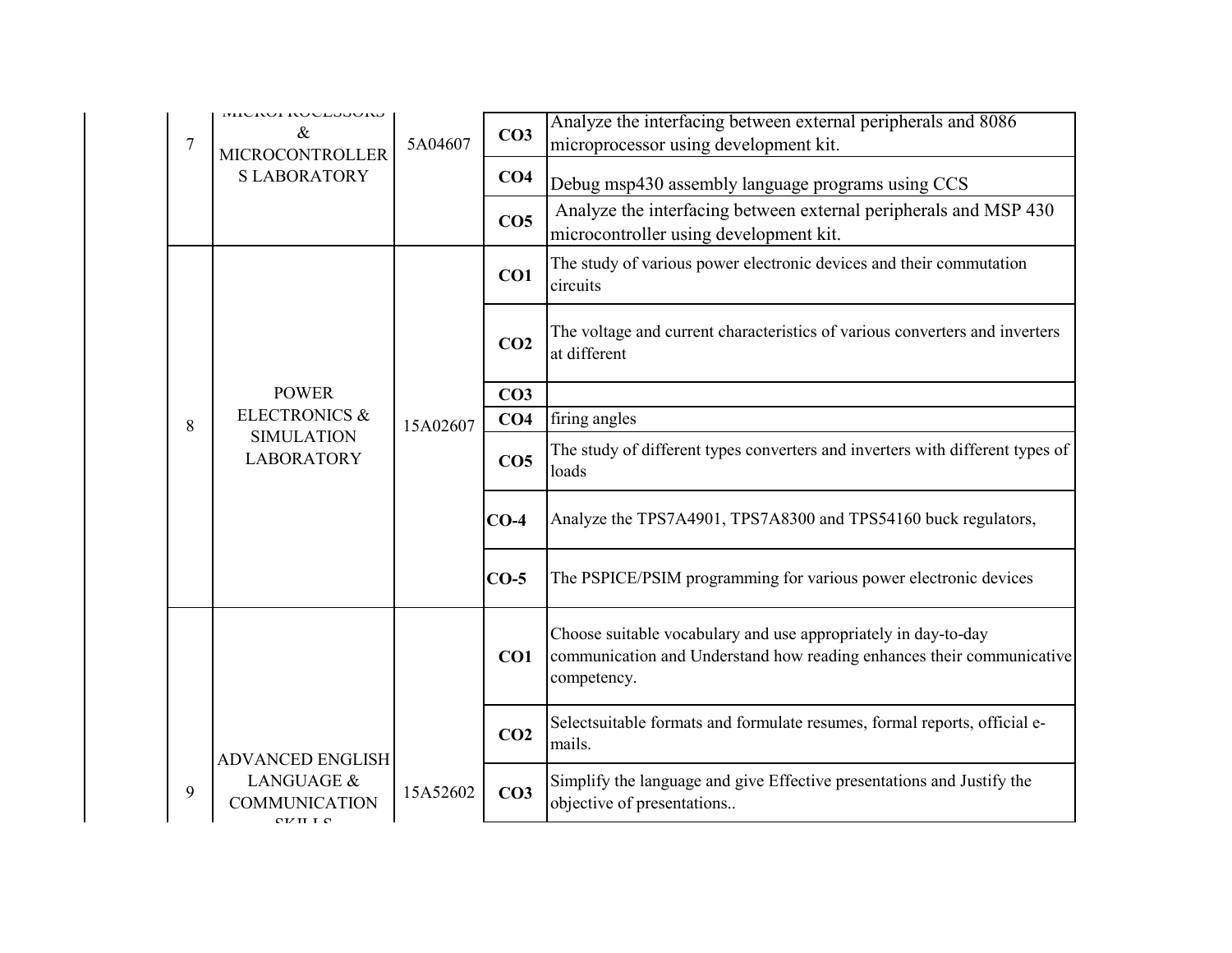| | | | | |
|---|---|---|---|---|
| 7 | MICROPROCESSORS & MICROCONTROLLERS LABORATORY | 5A04607 | CO3 | Analyze the interfacing between external peripherals and 8086 microprocessor using development kit. |
| | | | CO4 | Debug msp430 assembly language programs using CCS |
| | | | CO5 | Analyze the interfacing between external peripherals and MSP 430 microcontroller using development kit. |
| 8 | POWER ELECTRONICS & SIMULATION LABORATORY | 15A02607 | CO1 | The study of various power electronic devices and their commutation circuits |
| | | | CO2 | The voltage and current characteristics of various converters and inverters at different |
| | | | CO3 | |
| | | | CO4 | firing angles |
| | | | CO5 | The study of different types converters and inverters with different types of loads |
| | | | CO-4 | Analyze the TPS7A4901, TPS7A8300 and TPS54160 buck regulators, |
| | | | CO-5 | The PSPICE/PSIM programming for various power electronic devices |
| 9 | ADVANCED ENGLISH LANGUAGE & COMMUNICATION SKILLS | 15A52602 | CO1 | Choose suitable vocabulary and use appropriately in day-to-day communication and Understand how reading enhances their communicative competency. |
| | | | CO2 | Selectsuitable formats and formulate resumes, formal reports, official e-mails. |
| | | | CO3 | Simplify the language and give Effective presentations and Justify the objective of presentations.. |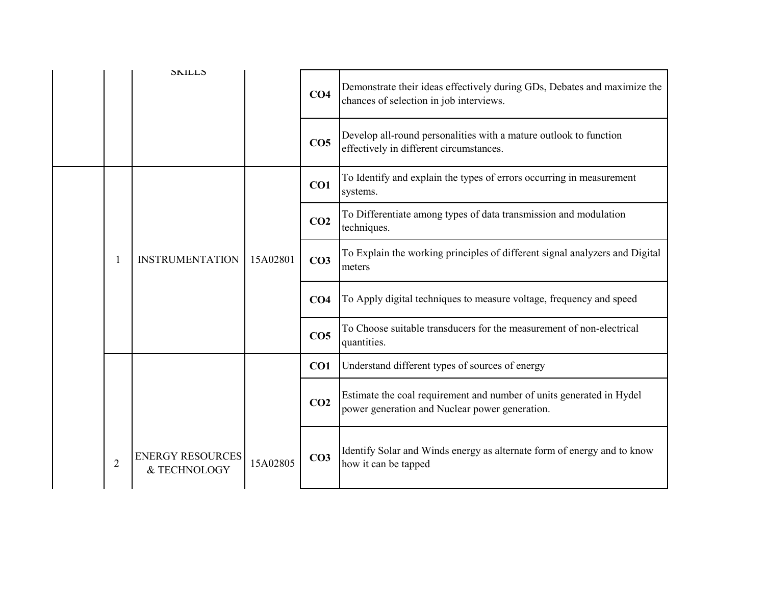|  |  |  |  |  |  |
|---|---|---|---|---|---|
|  |  | SKILLS |  | **CO4** | Demonstrate their ideas effectively during GDs, Debates and maximize the chances of selection in job interviews. |
|  |  |  |  | **CO5** | Develop all-round personalities with a mature outlook to function effectively in different circumstances. |
|  | 1 | INSTRUMENTATION | 15A02801 | **CO1** | To Identify and explain the types of errors occurring in measurement systems. |
|  |  |  |  | **CO2** | To Differentiate among types of data transmission and modulation techniques. |
|  |  |  |  | **CO3** | To Explain the working principles of different signal analyzers and Digital meters |
|  |  |  |  | **CO4** | To Apply digital techniques to measure voltage, frequency and speed |
|  |  |  |  | **CO5** | To Choose suitable transducers for the measurement of non-electrical quantities. |
|  | 2 | ENERGY RESOURCES & TECHNOLOGY | 15A02805 | **CO1** | Understand different types of sources of energy |
|  |  |  |  | **CO2** | Estimate the coal requirement and number of units generated in Hydel power generation and Nuclear power generation. |
|  |  |  |  | **CO3** | Identify Solar and Winds energy as alternate form of energy and to know how it can be tapped |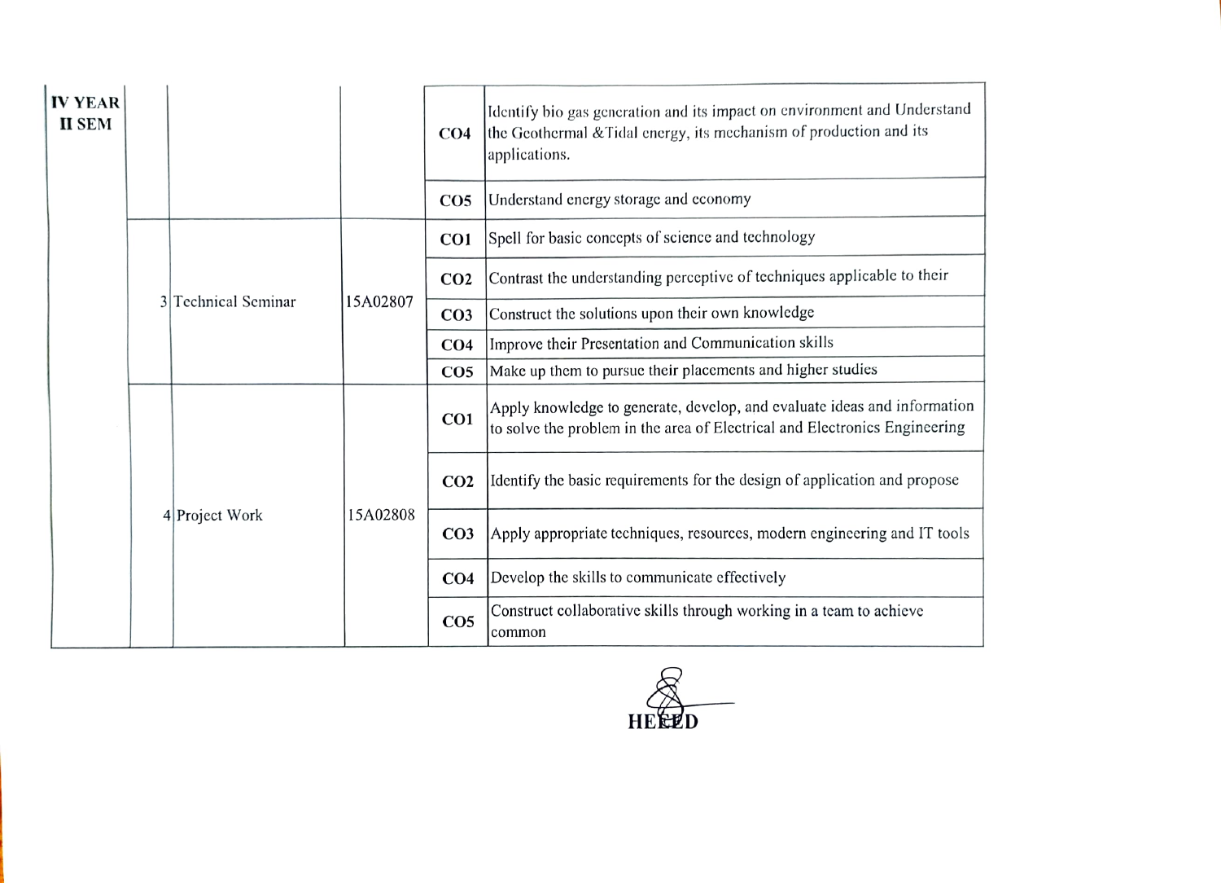| | | | | | |
|---|---|---|---|---|---|
| **IV YEAR II SEM** | | | | **CO4** | Identify bio gas generation and its impact on environment and Understand the Geothermal &Tidal energy, its mechanism of production and its applications. |
| | | | | **CO5** | Understand energy storage and economy |
| | 3 | Technical Seminar | 15A02807 | **CO1** | Spell for basic concepts of science and technology |
| | | | | **CO2** | Contrast the understanding perceptive of techniques applicable to their |
| | | | | **CO3** | Construct the solutions upon their own knowledge |
| | | | | **CO4** | Improve their Presentation and Communication skills |
| | | | | **CO5** | Make up them to pursue their placements and higher studies |
| | 4 | Project Work | 15A02808 | **CO1** | Apply knowledge to generate, develop, and evaluate ideas and information to solve the problem in the area of Electrical and Electronics Engineering |
| | | | | **CO2** | Identify the basic requirements for the design of application and propose |
| | | | | **CO3** | Apply appropriate techniques, resources, modern engineering and IT tools |
| | | | | **CO4** | Develop the skills to communicate effectively |
| | | | | **CO5** | Construct collaborative skills through working in a team to achieve common |

**HEEED**